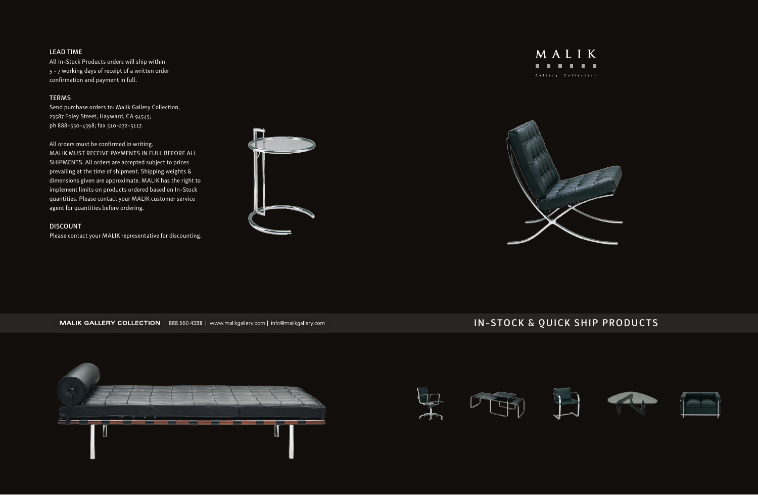### LEAD TIME

All In-Stock Products orders will ship within 5 - 7 working days of receipt of a written order confirmation and payment in full.

### TERMS

Send purchase orders to: Malik Gallery Collection, 23587 Foley Street, Hayward, CA 94545; ph 888-550-4398; fax 510-272-5117.

All orders must be confirmed in writing.
MALIK MUST RECEIVE PAYMENTS IN FULL BEFORE ALL SHIPMENTS. All orders are accepted subject to prices prevailing at the time of shipment. Shipping weights & dimensions given are approximate. MALIK has the right to implement limits on products ordered based on In-Stock quantities. Please contact your MALIK customer service agent for quantities before ordering.

### DISCOUNT

Please contact your MALIK representative for discounting.

# MALIK

Gallery Collection

**MALIK GALLERY COLLECTION** | 888.550.4398 | www.malikgallery.com | info@malikgallery.com

## IN-STOCK & QUICK SHIP PRODUCTS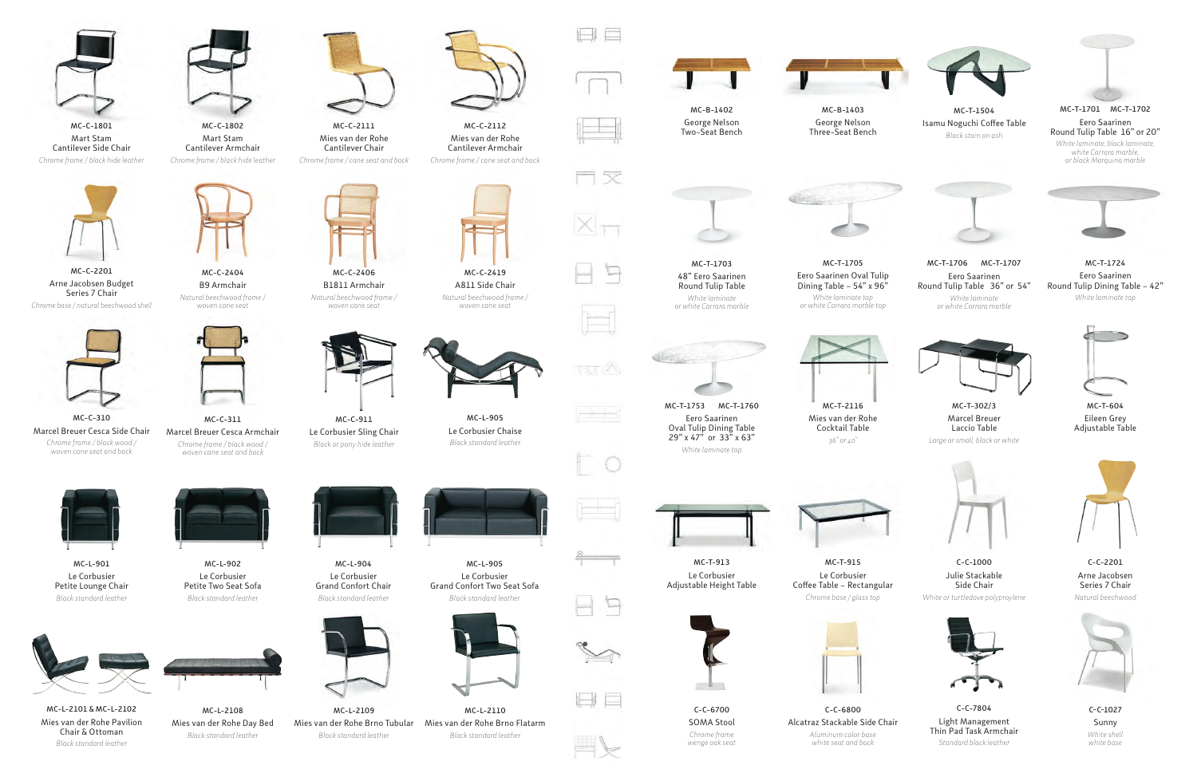MC-C-1801
Mart Stam
Cantilever Side Chair
*Chrome frame / black hide leather*

MC-C-1802
Mart Stam
Cantilever Armchair
*Chrome frame / black hide leather*

MC-C-2111
Mies van der Rohe
Cantilever Chair
*Chrome frame / cane seat and back*

MC-C-2112
Mies van der Rohe
Cantilever Armchair
*Chrome frame / cane seat and back*

MC-C-2201
Arne Jacobsen Budget
Series 7 Chair
*Chrome base / natural beechwood shell*

MC-C-2404
B9 Armchair
*Natural beechwood frame / woven cane seat*

MC-C-2406
B1811 Armchair
*Natural beechwood frame / woven cane seat*

MC-C-2419
A811 Side Chair
*Natural beechwood frame / woven cane seat*

MC-C-310
Marcel Breuer Cesca Side Chair
*Chrome frame / black wood / woven cane seat and back*

MC-C-311
Marcel Breuer Cesca Armchair
*Chrome frame / black wood / woven cane seat and back*

MC-C-911
Le Corbusier Sling Chair
*Black or pony hide leather*

MC-L-905
Le Corbusier Chaise
*Black standard leather*

MC-L-901
Le Corbusier
Petite Lounge Chair
*Black standard leather*

MC-L-902
Le Corbusier
Petite Two Seat Sofa
*Black standard leather*

MC-L-904
Le Corbusier
Grand Confort Chair
*Black standard leather*

MC-L-905
Le Corbusier
Grand Confort Two Seat Sofa
*Black standard leather*

MC-L-2101 & MC-L-2102
Mies van der Rohe Pavilion
Chair & Ottoman
*Black standard leather*

MC-L-2108
Mies van der Rohe Day Bed
*Black standard leather*

MC-L-2109
Mies van der Rohe Brno Tubular
*Black standard leather*

MC-L-2110
Mies van der Rohe Brno Flatarm
*Black standard leather*

MC-B-1402
George Nelson
Two-Seat Bench

MC-B-1403
George Nelson
Three-Seat Bench

MC-T-1504
Isamu Noguchi Coffee Table
*Black stain on ash*

MC-T-1701 MC-T-1702
Eero Saarinen
Round Tulip Table 16" or 20"
*White laminate, black laminate, white Carrara marble, or black Marquina marble*

MC-T-1703
48" Eero Saarinen
Round Tulip Table
*White laminate or white Carrara marble*

MC-T-1705
Eero Saarinen Oval Tulip
Dining Table – 54" x 96"
*White laminate top or white Carrara marble top*

MC-T-1706 MC-T-1707
Eero Saarinen
Round Tulip Table 36" or 54"
*White laminate or white Carrara marble*

MC-T-1724
Eero Saarinen
Round Tulip Dining Table – 42"
*White laminate top*

MC-T-1753 MC-T-1760
Eero Saarinen
Oval Tulip Dining Table
29" x 47" or 33" x 63"
*White laminate top*

MC-T-2116
Mies van der Rohe
Cocktail Table
*36" or 40"*

MC-T-302/3
Marcel Breuer
Laccio Table
*Large or small, black or white*

MC-T-604
Eileen Grey
Adjustable Table

MC-T-913
Le Corbusier
Adjustable Height Table

MC-T-915
Le Corbusier
Coffee Table – Rectangular
*Chrome base / glass top*

C-C-1000
Julie Stackable
Side Chair
*White or turtledove polypropylene*

C-C-2201
Arne Jacobsen
Series 7 Chair
*Natural beechwood*

C-C-6700
SOMA Stool
*Chrome frame wenge oak seat*

C-C-6800
Alcatraz Stackable Side Chair
*Aluminum color base white seat and back*

C-C-7804
Light Management
Thin Pad Task Armchair
*Standard black leather*

C-C-1027
Sunny
*White shell white base*